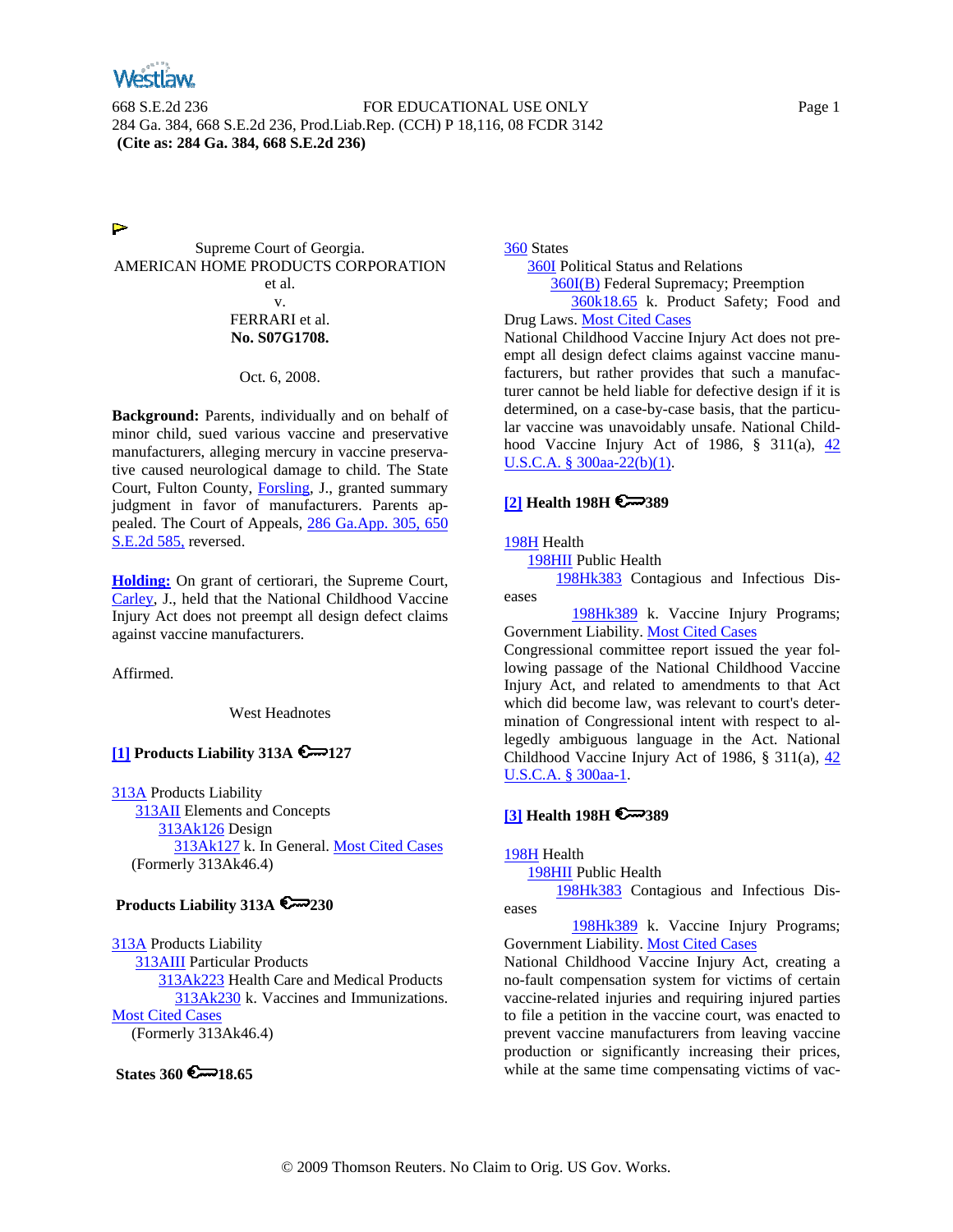Supreme Court of Georgia.
AMERICAN HOME PRODUCTS CORPORATION et al.
v.
FERRARI et al.
**No. S07G1708.**

Oct. 6, 2008.

**Background:** Parents, individually and on behalf of minor child, sued various vaccine and preservative manufacturers, alleging mercury in vaccine preservative caused neurological damage to child. The State Court, Fulton County, Forsling, J., granted summary judgment in favor of manufacturers. Parents appealed. The Court of Appeals, 286 Ga.App. 305, 650 S.E.2d 585, reversed.

**Holding:** On grant of certiorari, the Supreme Court, Carley, J., held that the National Childhood Vaccine Injury Act does not preempt all design defect claims against vaccine manufacturers.

Affirmed.

West Headnotes

**[1] Products Liability 313A 127**

313A Products Liability
313AII Elements and Concepts
313Ak126 Design
313Ak127 k. In General. Most Cited Cases
(Formerly 313Ak46.4)

**Products Liability 313A 230**

313A Products Liability
313AIII Particular Products
313Ak223 Health Care and Medical Products
313Ak230 k. Vaccines and Immunizations. Most Cited Cases
(Formerly 313Ak46.4)

**States 360 18.65**

360 States
360I Political Status and Relations
360I(B) Federal Supremacy; Preemption
360k18.65 k. Product Safety; Food and Drug Laws. Most Cited Cases

National Childhood Vaccine Injury Act does not preempt all design defect claims against vaccine manufacturers, but rather provides that such a manufacturer cannot be held liable for defective design if it is determined, on a case-by-case basis, that the particular vaccine was unavoidably unsafe. National Childhood Vaccine Injury Act of 1986, § 311(a), 42 U.S.C.A. § 300aa-22(b)(1).

**[2] Health 198H 389**

198H Health
198HII Public Health
198Hk383 Contagious and Infectious Diseases
198Hk389 k. Vaccine Injury Programs; Government Liability. Most Cited Cases

Congressional committee report issued the year following passage of the National Childhood Vaccine Injury Act, and related to amendments to that Act which did become law, was relevant to court's determination of Congressional intent with respect to allegedly ambiguous language in the Act. National Childhood Vaccine Injury Act of 1986, § 311(a), 42 U.S.C.A. § 300aa-1.

**[3] Health 198H 389**

198H Health
198HII Public Health
198Hk383 Contagious and Infectious Diseases
198Hk389 k. Vaccine Injury Programs; Government Liability. Most Cited Cases

National Childhood Vaccine Injury Act, creating a no-fault compensation system for victims of certain vaccine-related injuries and requiring injured parties to file a petition in the vaccine court, was enacted to prevent vaccine manufacturers from leaving vaccine production or significantly increasing their prices, while at the same time compensating victims of vac-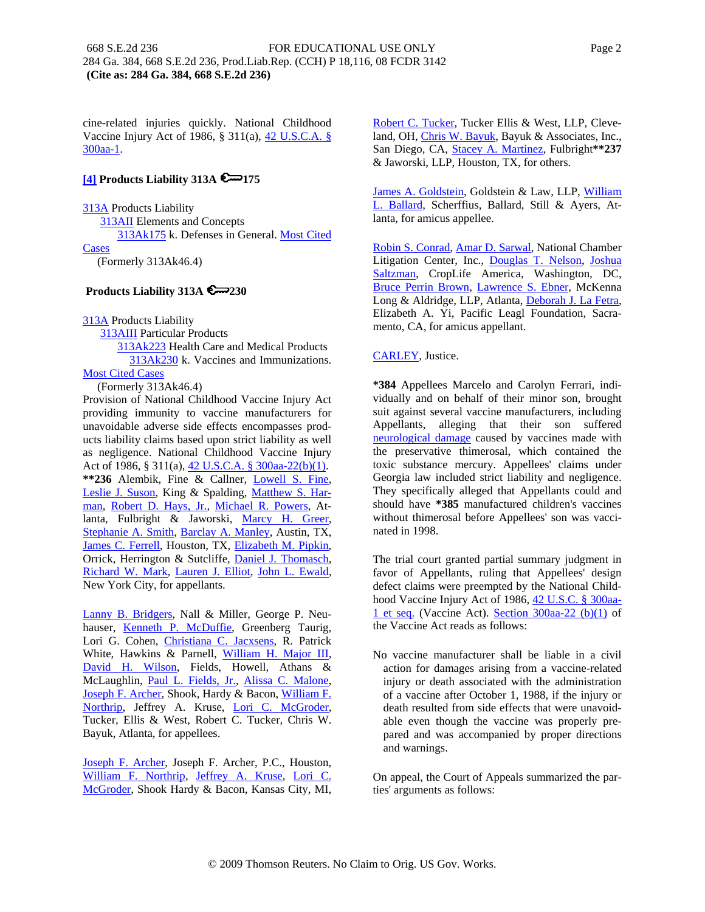cine-related injuries quickly. National Childhood Vaccine Injury Act of 1986, § 311(a), 42 U.S.C.A. § 300aa-1.

**[4] Products Liability 313A 175**

313A Products Liability
 313AII Elements and Concepts
  313Ak175 k. Defenses in General. Most Cited Cases
 (Formerly 313Ak46.4)

**Products Liability 313A 230**

313A Products Liability
 313AIII Particular Products
  313Ak223 Health Care and Medical Products
   313Ak230 k. Vaccines and Immunizations. Most Cited Cases
 (Formerly 313Ak46.4)

Provision of National Childhood Vaccine Injury Act providing immunity to vaccine manufacturers for unavoidable adverse side effects encompasses products liability claims based upon strict liability as well as negligence. National Childhood Vaccine Injury Act of 1986, § 311(a), 42 U.S.C.A. § 300aa-22(b)(1).

**\*\*236** Alembik, Fine & Callner, Lowell S. Fine, Leslie J. Suson, King & Spalding, Matthew S. Harman, Robert D. Hays, Jr., Michael R. Powers, Atlanta, Fulbright & Jaworski, Marcy H. Greer, Stephanie A. Smith, Barclay A. Manley, Austin, TX, James C. Ferrell, Houston, TX, Elizabeth M. Pipkin, Orrick, Herrington & Sutcliffe, Daniel J. Thomasch, Richard W. Mark, Lauren J. Elliot, John L. Ewald, New York City, for appellants.

Lanny B. Bridgers, Nall & Miller, George P. Neuhauser, Kenneth P. McDuffie, Greenberg Taurig, Lori G. Cohen, Christiana C. Jacxsens, R. Patrick White, Hawkins & Parnell, William H. Major III, David H. Wilson, Fields, Howell, Athans & McLaughlin, Paul L. Fields, Jr., Alissa C. Malone, Joseph F. Archer, Shook, Hardy & Bacon, William F. Northrip, Jeffrey A. Kruse, Lori C. McGroder, Tucker, Ellis & West, Robert C. Tucker, Chris W. Bayuk, Atlanta, for appellees.

Joseph F. Archer, Joseph F. Archer, P.C., Houston, William F. Northrip, Jeffrey A. Kruse, Lori C. McGroder, Shook Hardy & Bacon, Kansas City, MI, Robert C. Tucker, Tucker Ellis & West, LLP, Cleveland, OH, Chris W. Bayuk, Bayuk & Associates, Inc., San Diego, CA, Stacey A. Martinez, Fulbright**\*\*237** & Jaworski, LLP, Houston, TX, for others.

James A. Goldstein, Goldstein & Law, LLP, William L. Ballard, Scherffius, Ballard, Still & Ayers, Atlanta, for amicus appellee.

Robin S. Conrad, Amar D. Sarwal, National Chamber Litigation Center, Inc., Douglas T. Nelson, Joshua Saltzman, CropLife America, Washington, DC, Bruce Perrin Brown, Lawrence S. Ebner, McKenna Long & Aldridge, LLP, Atlanta, Deborah J. La Fetra, Elizabeth A. Yi, Pacific Leagl Foundation, Sacramento, CA, for amicus appellant.

CARLEY, Justice.

**\*384** Appellees Marcelo and Carolyn Ferrari, individually and on behalf of their minor son, brought suit against several vaccine manufacturers, including Appellants, alleging that their son suffered neurological damage caused by vaccines made with the preservative thimerosal, which contained the toxic substance mercury. Appellees' claims under Georgia law included strict liability and negligence. They specifically alleged that Appellants could and should have **\*385** manufactured children's vaccines without thimerosal before Appellees' son was vaccinated in 1998.

The trial court granted partial summary judgment in favor of Appellants, ruling that Appellees' design defect claims were preempted by the National Childhood Vaccine Injury Act of 1986, 42 U.S.C. § 300aa-1 et seq. (Vaccine Act). Section 300aa-22 (b)(1) of the Vaccine Act reads as follows:

> No vaccine manufacturer shall be liable in a civil action for damages arising from a vaccine-related injury or death associated with the administration of a vaccine after October 1, 1988, if the injury or death resulted from side effects that were unavoidable even though the vaccine was properly prepared and was accompanied by proper directions and warnings.

On appeal, the Court of Appeals summarized the parties' arguments as follows: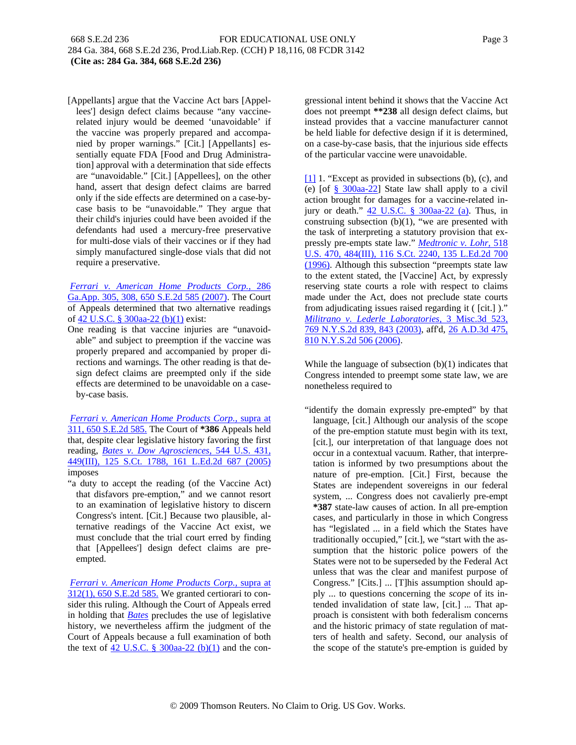[Appellants] argue that the Vaccine Act bars [Appellees'] design defect claims because "any vaccine-related injury would be deemed 'unavoidable' if the vaccine was properly prepared and accompanied by proper warnings." [Cit.] [Appellants] essentially equate FDA [Food and Drug Administration] approval with a determination that side effects are "unavoidable." [Cit.] [Appellees], on the other hand, assert that design defect claims are barred only if the side effects are determined on a case-by-case basis to be "unavoidable." They argue that their child's injuries could have been avoided if the defendants had used a mercury-free preservative for multi-dose vials of their vaccines or if they had simply manufactured single-dose vials that did not require a preservative.

*Ferrari v. American Home Products Corp.,* 286 Ga.App. 305, 308, 650 S.E.2d 585 (2007). The Court of Appeals determined that two alternative readings of 42 U.S.C. § 300aa-22 (b)(1) exist:

One reading is that vaccine injuries are "unavoidable" and subject to preemption if the vaccine was properly prepared and accompanied by proper directions and warnings. The other reading is that design defect claims are preempted only if the side effects are determined to be unavoidable on a case-by-case basis.

*Ferrari v. American Home Products Corp.,* supra at 311, 650 S.E.2d 585. The Court of **\*386** Appeals held that, despite clear legislative history favoring the first reading, *Bates v. Dow Agrosciences,* 544 U.S. 431, 449(III), 125 S.Ct. 1788, 161 L.Ed.2d 687 (2005) imposes

"a duty to accept the reading (of the Vaccine Act) that disfavors pre-emption," and we cannot resort to an examination of legislative history to discern Congress's intent. [Cit.] Because two plausible, alternative readings of the Vaccine Act exist, we must conclude that the trial court erred by finding that [Appellees'] design defect claims are preempted.

*Ferrari v. American Home Products Corp.,* supra at 312(1), 650 S.E.2d 585. We granted certiorari to consider this ruling. Although the Court of Appeals erred in holding that *Bates* precludes the use of legislative history, we nevertheless affirm the judgment of the Court of Appeals because a full examination of both the text of 42 U.S.C. § 300aa-22 (b)(1) and the congressional intent behind it shows that the Vaccine Act does not preempt **\*\*238** all design defect claims, but instead provides that a vaccine manufacturer cannot be held liable for defective design if it is determined, on a case-by-case basis, that the injurious side effects of the particular vaccine were unavoidable.

[1] 1. "Except as provided in subsections (b), (c), and (e) [of § 300aa-22] State law shall apply to a civil action brought for damages for a vaccine-related injury or death." 42 U.S.C. § 300aa-22 (a). Thus, in construing subsection (b)(1), "we are presented with the task of interpreting a statutory provision that expressly pre-empts state law." *Medtronic v. Lohr,* 518 U.S. 470, 484(III), 116 S.Ct. 2240, 135 L.Ed.2d 700 (1996). Although this subsection "preempts state law to the extent stated, the [Vaccine] Act, by expressly reserving state courts a role with respect to claims made under the Act, does not preclude state courts from adjudicating issues raised regarding it ( [cit.] )." *Militrano v. Lederle Laboratories,* 3 Misc.3d 523, 769 N.Y.S.2d 839, 843 (2003), aff'd, 26 A.D.3d 475, 810 N.Y.S.2d 506 (2006).

While the language of subsection (b)(1) indicates that Congress intended to preempt some state law, we are nonetheless required to

"identify the domain expressly pre-empted" by that language, [cit.] Although our analysis of the scope of the pre-emption statute must begin with its text, [cit.], our interpretation of that language does not occur in a contextual vacuum. Rather, that interpretation is informed by two presumptions about the nature of pre-emption. [Cit.] First, because the States are independent sovereigns in our federal system, ... Congress does not cavalierly pre-empt **\*387** state-law causes of action. In all pre-emption cases, and particularly in those in which Congress has "legislated ... in a field which the States have traditionally occupied," [cit.], we "start with the assumption that the historic police powers of the States were not to be superseded by the Federal Act unless that was the clear and manifest purpose of Congress." [Cits.] ... [T]his assumption should apply ... to questions concerning the *scope* of its intended invalidation of state law, [cit.] ... That approach is consistent with both federalism concerns and the historic primacy of state regulation of matters of health and safety. Second, our analysis of the scope of the statute's pre-emption is guided by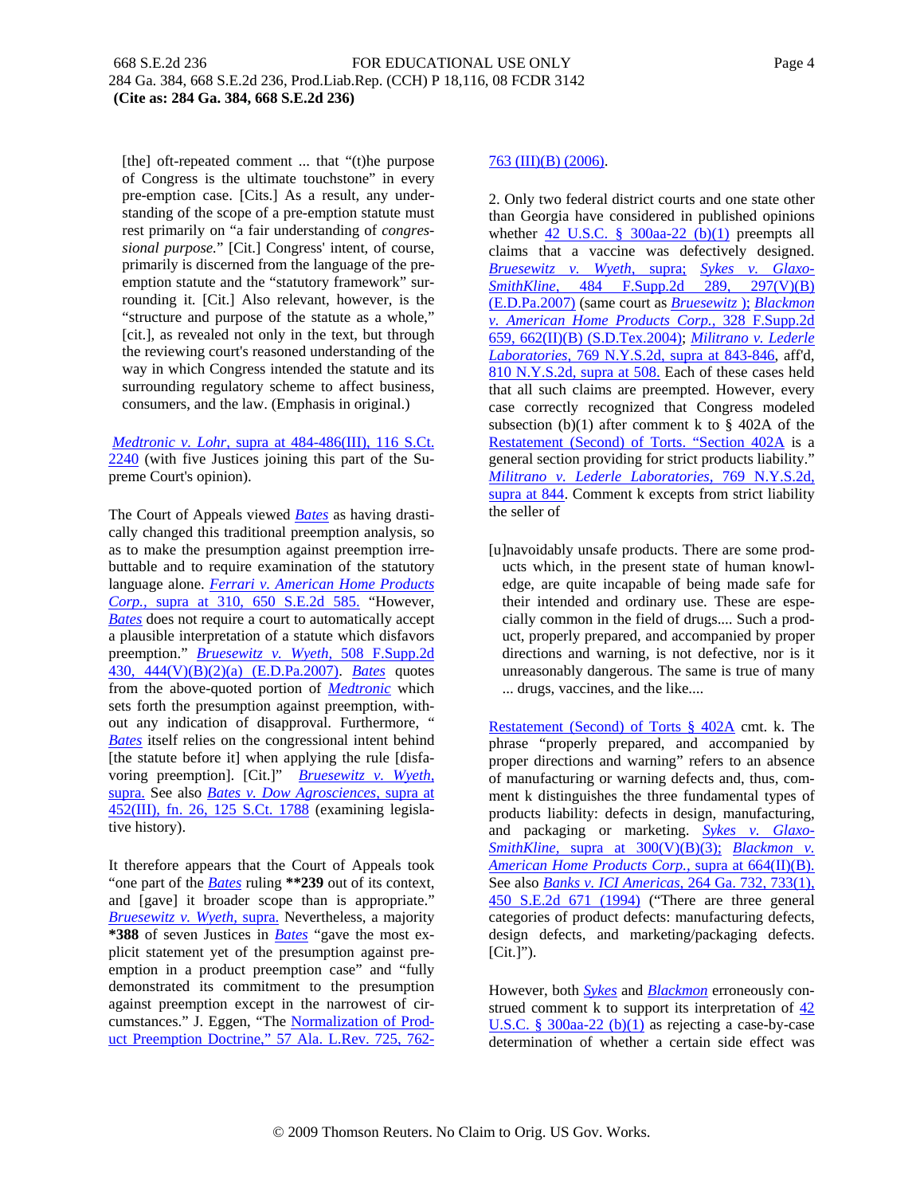> [the] oft-repeated comment ... that "(t)he purpose of Congress is the ultimate touchstone" in every pre-emption case. [Cits.] As a result, any understanding of the scope of a pre-emption statute must rest primarily on "a fair understanding of *congressional purpose.*" [Cit.] Congress' intent, of course, primarily is discerned from the language of the pre-emption statute and the "statutory framework" surrounding it. [Cit.] Also relevant, however, is the "structure and purpose of the statute as a whole," [cit.], as revealed not only in the text, but through the reviewing court's reasoned understanding of the way in which Congress intended the statute and its surrounding regulatory scheme to affect business, consumers, and the law. (Emphasis in original.)

*Medtronic v. Lohr*, supra at 484-486(III), 116 S.Ct. 2240 (with five Justices joining this part of the Supreme Court's opinion).

The Court of Appeals viewed *Bates* as having drastically changed this traditional preemption analysis, so as to make the presumption against preemption irrebuttable and to require examination of the statutory language alone. *Ferrari v. American Home Products Corp.*, supra at 310, 650 S.E.2d 585. "However, *Bates* does not require a court to automatically accept a plausible interpretation of a statute which disfavors preemption." *Bruesewitz v. Wyeth*, 508 F.Supp.2d 430, 444(V)(B)(2)(a) (E.D.Pa.2007). *Bates* quotes from the above-quoted portion of *Medtronic* which sets forth the presumption against preemption, without any indication of disapproval. Furthermore, " *Bates* itself relies on the congressional intent behind [the statute before it] when applying the rule [disfavoring preemption]. [Cit.]" *Bruesewitz v. Wyeth*, supra. See also *Bates v. Dow Agrosciences*, supra at 452(III), fn. 26, 125 S.Ct. 1788 (examining legislative history).

It therefore appears that the Court of Appeals took "one part of the *Bates* ruling **239 out of its context, and [gave] it broader scope than is appropriate." *Bruesewitz v. Wyeth*, supra. Nevertheless, a majority *388 of seven Justices in *Bates* "gave the most explicit statement yet of the presumption against preemption in a product preemption case" and "fully demonstrated its commitment to the presumption against preemption except in the narrowest of circumstances." J. Eggen, "The Normalization of Product Preemption Doctrine," 57 Ala. L.Rev. 725, 762-763 (III)(B) (2006).

2. Only two federal district courts and one state other than Georgia have considered in published opinions whether 42 U.S.C. § 300aa-22 (b)(1) preempts all claims that a vaccine was defectively designed. *Bruesewitz v. Wyeth*, supra; *Sykes v. GlaxoSmithKline*, 484 F.Supp.2d 289, 297(V)(B) (E.D.Pa.2007) (same court as *Bruesewitz* ); *Blackmon v. American Home Products Corp.*, 328 F.Supp.2d 659, 662(II)(B) (S.D.Tex.2004); *Militrano v. Lederle Laboratories*, 769 N.Y.S.2d, supra at 843-846, aff'd, 810 N.Y.S.2d, supra at 508. Each of these cases held that all such claims are preempted. However, every case correctly recognized that Congress modeled subsection (b)(1) after comment k to § 402A of the Restatement (Second) of Torts. "Section 402A is a general section providing for strict products liability." *Militrano v. Lederle Laboratories*, 769 N.Y.S.2d, supra at 844. Comment k excepts from strict liability the seller of

> [u]navoidably unsafe products. There are some products which, in the present state of human knowledge, are quite incapable of being made safe for their intended and ordinary use. These are especially common in the field of drugs.... Such a product, properly prepared, and accompanied by proper directions and warning, is not defective, nor is it unreasonably dangerous. The same is true of many ... drugs, vaccines, and the like....

Restatement (Second) of Torts § 402A cmt. k. The phrase "properly prepared, and accompanied by proper directions and warning" refers to an absence of manufacturing or warning defects and, thus, comment k distinguishes the three fundamental types of products liability: defects in design, manufacturing, and packaging or marketing. *Sykes v. GlaxoSmithKline*, supra at 300(V)(B)(3); *Blackmon v. American Home Products Corp.*, supra at 664(II)(B). See also *Banks v. ICI Americas*, 264 Ga. 732, 733(1), 450 S.E.2d 671 (1994) ("There are three general categories of product defects: manufacturing defects, design defects, and marketing/packaging defects. [Cit.]").

However, both *Sykes* and *Blackmon* erroneously construed comment k to support its interpretation of 42 U.S.C. § 300aa-22 (b)(1) as rejecting a case-by-case determination of whether a certain side effect was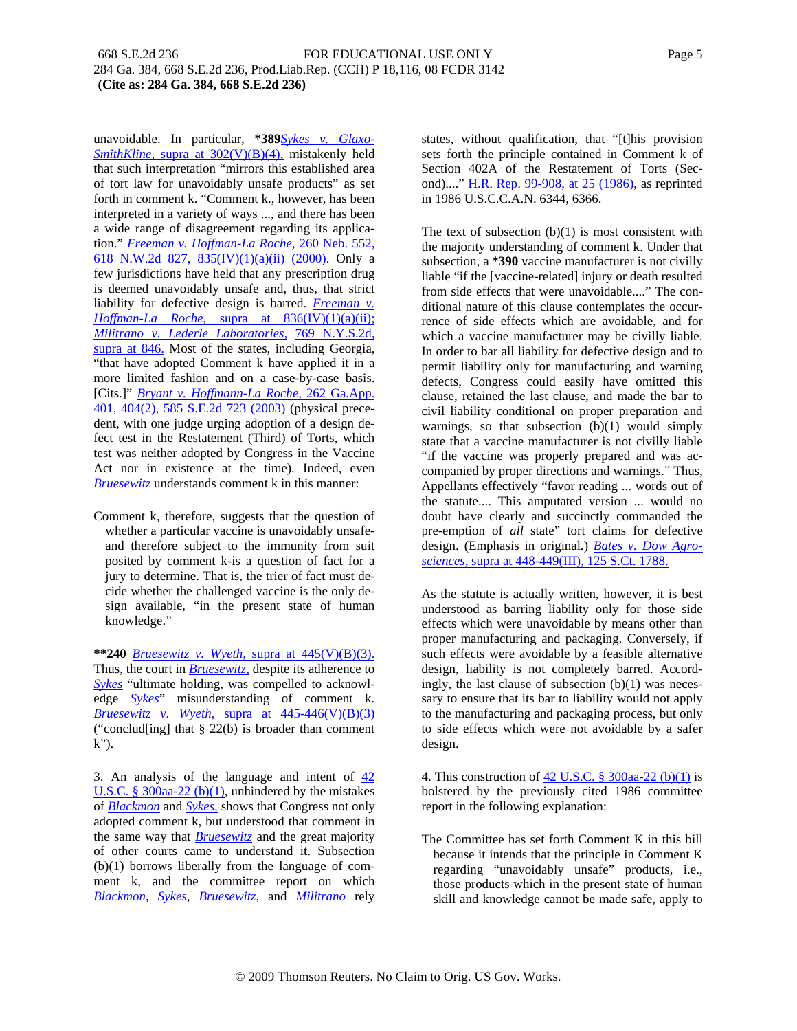unavoidable. In particular, **\*389***Sykes v. GlaxoSmithKline,* supra at 302(V)(B)(4), mistakenly held that such interpretation "mirrors this established area of tort law for unavoidably unsafe products" as set forth in comment k. "Comment k., however, has been interpreted in a variety of ways ..., and there has been a wide range of disagreement regarding its application." *Freeman v. Hoffman-La Roche,* 260 Neb. 552, 618 N.W.2d 827, 835(IV)(1)(a)(ii) (2000). Only a few jurisdictions have held that any prescription drug is deemed unavoidably unsafe and, thus, that strict liability for defective design is barred. *Freeman v. Hoffman-La Roche,* supra at 836(IV)(1)(a)(ii); *Militrano v. Lederle Laboratories,* 769 N.Y.S.2d, supra at 846. Most of the states, including Georgia, "that have adopted Comment k have applied it in a more limited fashion and on a case-by-case basis. [Cits.]" *Bryant v. Hoffmann-La Roche,* 262 Ga.App. 401, 404(2), 585 S.E.2d 723 (2003) (physical precedent, with one judge urging adoption of a design defect test in the Restatement (Third) of Torts, which test was neither adopted by Congress in the Vaccine Act nor in existence at the time). Indeed, even *Bruesewitz* understands comment k in this manner:

> Comment k, therefore, suggests that the question of whether a particular vaccine is unavoidably unsafe-and therefore subject to the immunity from suit posited by comment k-is a question of fact for a jury to determine. That is, the trier of fact must decide whether the challenged vaccine is the only design available, "in the present state of human knowledge."

**\*\*240** *Bruesewitz v. Wyeth,* supra at 445(V)(B)(3). Thus, the court in *Bruesewitz,* despite its adherence to *Sykes* "ultimate holding, was compelled to acknowledge *Sykes*" misunderstanding of comment k. *Bruesewitz v. Wyeth,* supra at 445-446(V)(B)(3) ("conclud[ing] that § 22(b) is broader than comment k").

3. An analysis of the language and intent of 42 U.S.C. § 300aa-22 (b)(1), unhindered by the mistakes of *Blackmon* and *Sykes,* shows that Congress not only adopted comment k, but understood that comment in the same way that *Bruesewitz* and the great majority of other courts came to understand it. Subsection (b)(1) borrows liberally from the language of comment k, and the committee report on which *Blackmon*, *Sykes*, *Bruesewitz*, and *Militrano* rely states, without qualification, that "[t]his provision sets forth the principle contained in Comment k of Section 402A of the Restatement of Torts (Second)...." H.R. Rep. 99-908, at 25 (1986), as reprinted in 1986 U.S.C.C.A.N. 6344, 6366.

The text of subsection (b)(1) is most consistent with the majority understanding of comment k. Under that subsection, a **\*390** vaccine manufacturer is not civilly liable "if the [vaccine-related] injury or death resulted from side effects that were unavoidable...." The conditional nature of this clause contemplates the occurrence of side effects which are avoidable, and for which a vaccine manufacturer may be civilly liable. In order to bar all liability for defective design and to permit liability only for manufacturing and warning defects, Congress could easily have omitted this clause, retained the last clause, and made the bar to civil liability conditional on proper preparation and warnings, so that subsection (b)(1) would simply state that a vaccine manufacturer is not civilly liable "if the vaccine was properly prepared and was accompanied by proper directions and warnings." Thus, Appellants effectively "favor reading ... words out of the statute.... This amputated version ... would no doubt have clearly and succinctly commanded the pre-emption of *all* state" tort claims for defective design. (Emphasis in original.) *Bates v. Dow Agrosciences,* supra at 448-449(III), 125 S.Ct. 1788.

As the statute is actually written, however, it is best understood as barring liability only for those side effects which were unavoidable by means other than proper manufacturing and packaging. Conversely, if such effects were avoidable by a feasible alternative design, liability is not completely barred. Accordingly, the last clause of subsection (b)(1) was necessary to ensure that its bar to liability would not apply to the manufacturing and packaging process, but only to side effects which were not avoidable by a safer design.

4. This construction of 42 U.S.C. § 300aa-22 (b)(1) is bolstered by the previously cited 1986 committee report in the following explanation:

> The Committee has set forth Comment K in this bill because it intends that the principle in Comment K regarding "unavoidably unsafe" products, i.e., those products which in the present state of human skill and knowledge cannot be made safe, apply to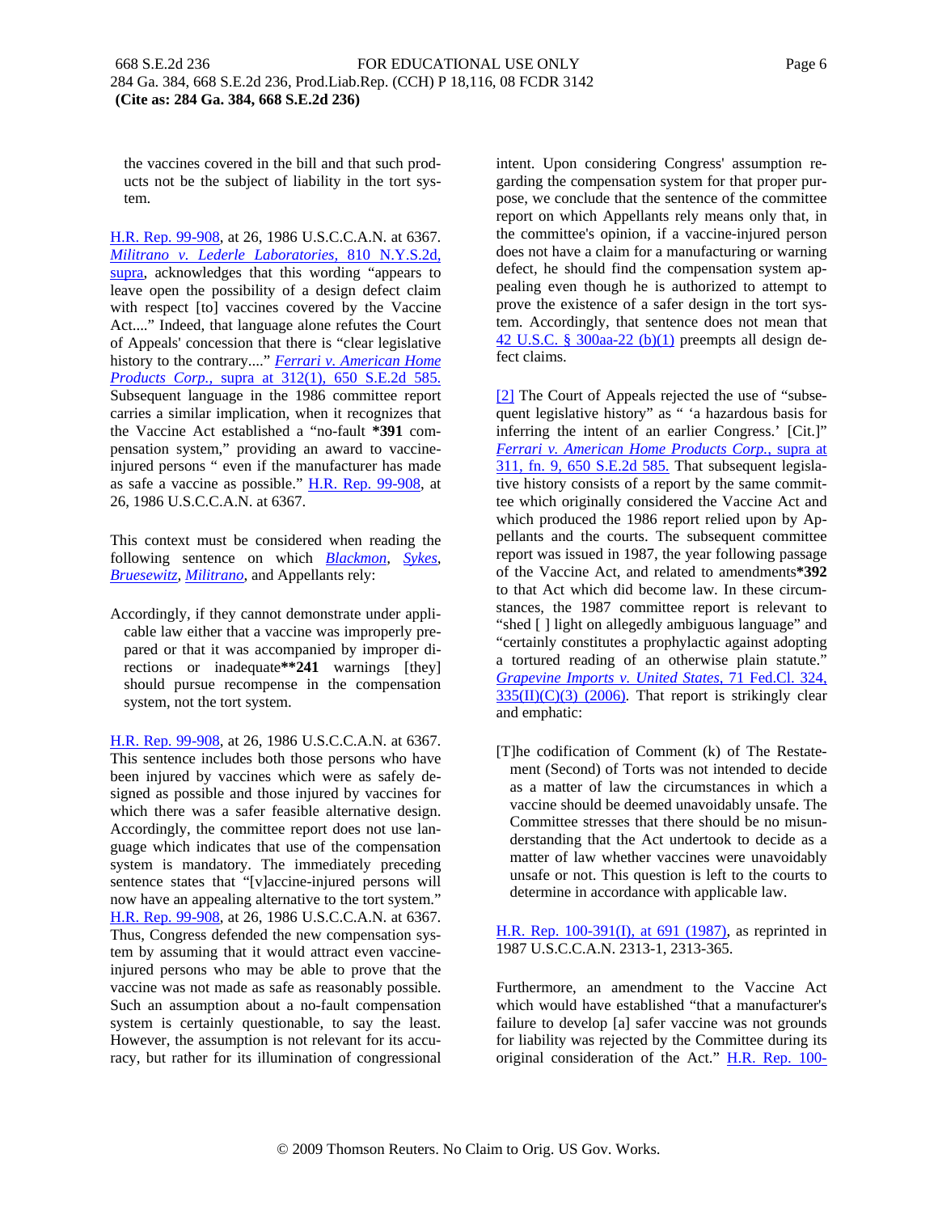the vaccines covered in the bill and that such products not be the subject of liability in the tort system.

H.R. Rep. 99-908, at 26, 1986 U.S.C.C.A.N. at 6367. *Militrano v. Lederle Laboratories,* 810 N.Y.S.2d, supra, acknowledges that this wording "appears to leave open the possibility of a design defect claim with respect [to] vaccines covered by the Vaccine Act...." Indeed, that language alone refutes the Court of Appeals' concession that there is "clear legislative history to the contrary...." *Ferrari v. American Home Products Corp.,* supra at 312(1), 650 S.E.2d 585. Subsequent language in the 1986 committee report carries a similar implication, when it recognizes that the Vaccine Act established a "no-fault **\*391** compensation system," providing an award to vaccine-injured persons " even if the manufacturer has made as safe a vaccine as possible." H.R. Rep. 99-908, at 26, 1986 U.S.C.C.A.N. at 6367.

This context must be considered when reading the following sentence on which *Blackmon*, *Sykes*, *Bruesewitz*, *Militrano*, and Appellants rely:

> Accordingly, if they cannot demonstrate under applicable law either that a vaccine was improperly prepared or that it was accompanied by improper directions or inadequate**\*\*241** warnings [they] should pursue recompense in the compensation system, not the tort system.

H.R. Rep. 99-908, at 26, 1986 U.S.C.C.A.N. at 6367. This sentence includes both those persons who have been injured by vaccines which were as safely designed as possible and those injured by vaccines for which there was a safer feasible alternative design. Accordingly, the committee report does not use language which indicates that use of the compensation system is mandatory. The immediately preceding sentence states that "[v]accine-injured persons will now have an appealing alternative to the tort system." H.R. Rep. 99-908, at 26, 1986 U.S.C.C.A.N. at 6367. Thus, Congress defended the new compensation system by assuming that it would attract even vaccine-injured persons who may be able to prove that the vaccine was not made as safe as reasonably possible. Such an assumption about a no-fault compensation system is certainly questionable, to say the least. However, the assumption is not relevant for its accuracy, but rather for its illumination of congressional intent. Upon considering Congress' assumption regarding the compensation system for that proper purpose, we conclude that the sentence of the committee report on which Appellants rely means only that, in the committee's opinion, if a vaccine-injured person does not have a claim for a manufacturing or warning defect, he should find the compensation system appealing even though he is authorized to attempt to prove the existence of a safer design in the tort system. Accordingly, that sentence does not mean that 42 U.S.C. § 300aa-22 (b)(1) preempts all design defect claims.

[2] The Court of Appeals rejected the use of "subsequent legislative history" as " 'a hazardous basis for inferring the intent of an earlier Congress.' [Cit.]" *Ferrari v. American Home Products Corp.,* supra at 311, fn. 9, 650 S.E.2d 585. That subsequent legislative history consists of a report by the same committee which originally considered the Vaccine Act and which produced the 1986 report relied upon by Appellants and the courts. The subsequent committee report was issued in 1987, the year following passage of the Vaccine Act, and related to amendments**\*392** to that Act which did become law. In these circumstances, the 1987 committee report is relevant to "shed [ ] light on allegedly ambiguous language" and "certainly constitutes a prophylactic against adopting a tortured reading of an otherwise plain statute." *Grapevine Imports v. United States,* 71 Fed.Cl. 324, 335(II)(C)(3) (2006). That report is strikingly clear and emphatic:

> [T]he codification of Comment (k) of The Restatement (Second) of Torts was not intended to decide as a matter of law the circumstances in which a vaccine should be deemed unavoidably unsafe. The Committee stresses that there should be no misunderstanding that the Act undertook to decide as a matter of law whether vaccines were unavoidably unsafe or not. This question is left to the courts to determine in accordance with applicable law.

H.R. Rep. 100-391(I), at 691 (1987), as reprinted in 1987 U.S.C.C.A.N. 2313-1, 2313-365.

Furthermore, an amendment to the Vaccine Act which would have established "that a manufacturer's failure to develop [a] safer vaccine was not grounds for liability was rejected by the Committee during its original consideration of the Act." H.R. Rep. 100-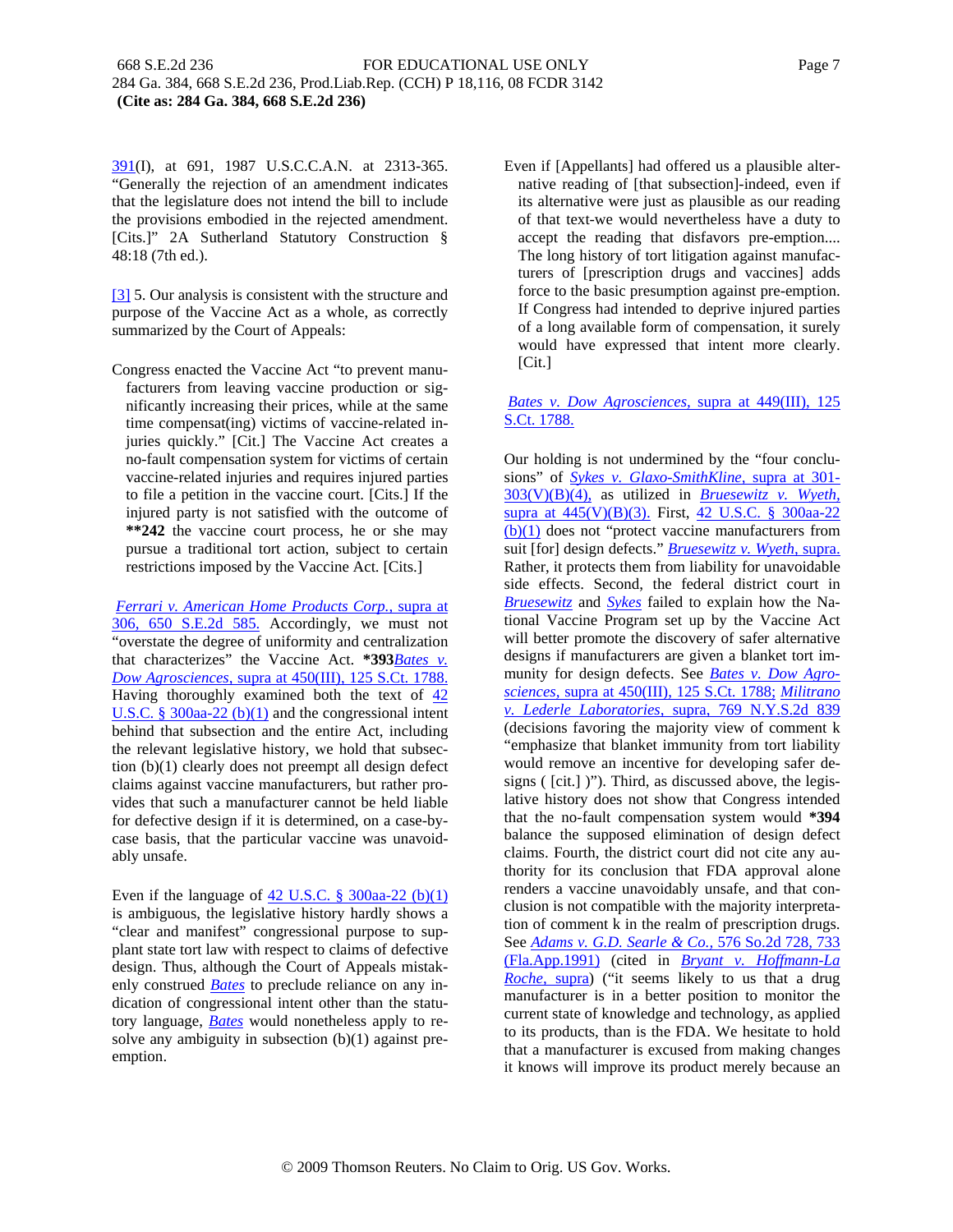391(I), at 691, 1987 U.S.C.C.A.N. at 2313-365. "Generally the rejection of an amendment indicates that the legislature does not intend the bill to include the provisions embodied in the rejected amendment. [Cits.]" 2A Sutherland Statutory Construction § 48:18 (7th ed.).

[3] 5. Our analysis is consistent with the structure and purpose of the Vaccine Act as a whole, as correctly summarized by the Court of Appeals:

> Congress enacted the Vaccine Act "to prevent manufacturers from leaving vaccine production or significantly increasing their prices, while at the same time compensat(ing) victims of vaccine-related injuries quickly." [Cit.] The Vaccine Act creates a no-fault compensation system for victims of certain vaccine-related injuries and requires injured parties to file a petition in the vaccine court. [Cits.] If the injured party is not satisfied with the outcome of **242 the vaccine court process, he or she may pursue a traditional tort action, subject to certain restrictions imposed by the Vaccine Act. [Cits.]

*Ferrari v. American Home Products Corp.*, supra at 306, 650 S.E.2d 585. Accordingly, we must not "overstate the degree of uniformity and centralization that characterizes" the Vaccine Act. *393*Bates v. Dow Agrosciences*, supra at 450(III), 125 S.Ct. 1788. Having thoroughly examined both the text of 42 U.S.C. § 300aa-22 (b)(1) and the congressional intent behind that subsection and the entire Act, including the relevant legislative history, we hold that subsection (b)(1) clearly does not preempt all design defect claims against vaccine manufacturers, but rather provides that such a manufacturer cannot be held liable for defective design if it is determined, on a case-by-case basis, that the particular vaccine was unavoidably unsafe.

Even if the language of 42 U.S.C. § 300aa-22 (b)(1) is ambiguous, the legislative history hardly shows a "clear and manifest" congressional purpose to supplant state tort law with respect to claims of defective design. Thus, although the Court of Appeals mistakenly construed *Bates* to preclude reliance on any indication of congressional intent other than the statutory language, *Bates* would nonetheless apply to resolve any ambiguity in subsection (b)(1) against preemption.

> Even if [Appellants] had offered us a plausible alternative reading of [that subsection]-indeed, even if its alternative were just as plausible as our reading of that text-we would nevertheless have a duty to accept the reading that disfavors pre-emption.... The long history of tort litigation against manufacturers of [prescription drugs and vaccines] adds force to the basic presumption against pre-emption. If Congress had intended to deprive injured parties of a long available form of compensation, it surely would have expressed that intent more clearly. [Cit.]

*Bates v. Dow Agrosciences*, supra at 449(III), 125 S.Ct. 1788.

Our holding is not undermined by the "four conclusions" of *Sykes v. Glaxo-SmithKline*, supra at 301-303(V)(B)(4), as utilized in *Bruesewitz v. Wyeth*, supra at 445(V)(B)(3). First, 42 U.S.C. § 300aa-22 (b)(1) does not "protect vaccine manufacturers from suit [for] design defects." *Bruesewitz v. Wyeth*, supra. Rather, it protects them from liability for unavoidable side effects. Second, the federal district court in *Bruesewitz* and *Sykes* failed to explain how the National Vaccine Program set up by the Vaccine Act will better promote the discovery of safer alternative designs if manufacturers are given a blanket tort immunity for design defects. See *Bates v. Dow Agrosciences*, supra at 450(III), 125 S.Ct. 1788; *Militrano v. Lederle Laboratories*, supra, 769 N.Y.S.2d 839 (decisions favoring the majority view of comment k "emphasize that blanket immunity from tort liability would remove an incentive for developing safer designs ( [cit.] )"). Third, as discussed above, the legislative history does not show that Congress intended that the no-fault compensation system would *394 balance the supposed elimination of design defect claims. Fourth, the district court did not cite any authority for its conclusion that FDA approval alone renders a vaccine unavoidably unsafe, and that conclusion is not compatible with the majority interpretation of comment k in the realm of prescription drugs. See *Adams v. G.D. Searle & Co.*, 576 So.2d 728, 733 (Fla.App.1991) (cited in *Bryant v. Hoffmann-La Roche*, supra) ("it seems likely to us that a drug manufacturer is in a better position to monitor the current state of knowledge and technology, as applied to its products, than is the FDA. We hesitate to hold that a manufacturer is excused from making changes it knows will improve its product merely because an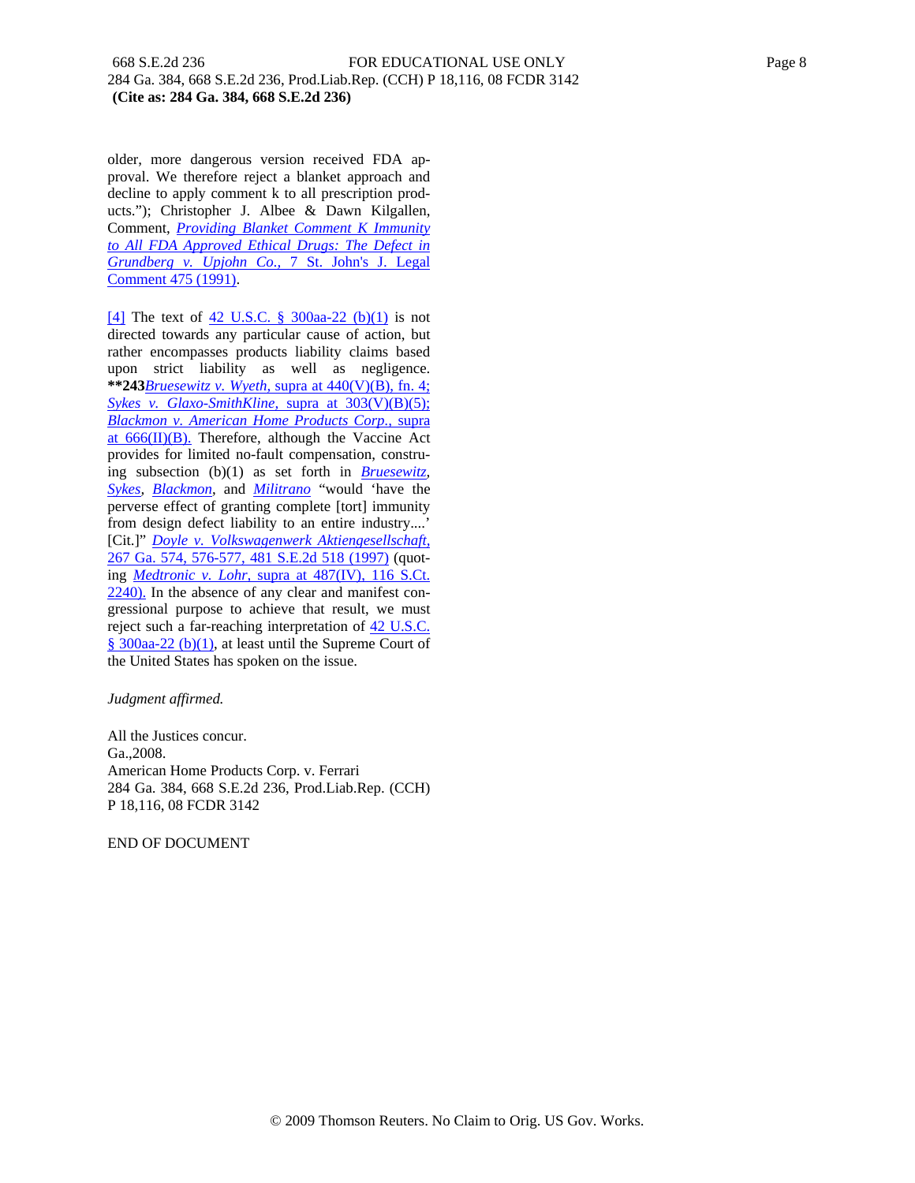older, more dangerous version received FDA approval. We therefore reject a blanket approach and decline to apply comment k to all prescription products."); Christopher J. Albee & Dawn Kilgallen, Comment, *Providing Blanket Comment K Immunity to All FDA Approved Ethical Drugs: The Defect in Grundberg v. Upjohn Co.*, 7 St. John's J. Legal Comment 475 (1991).

[4] The text of 42 U.S.C. § 300aa-22 (b)(1) is not directed towards any particular cause of action, but rather encompasses products liability claims based upon strict liability as well as negligence. **\*\*243***Bruesewitz v. Wyeth*, supra at 440(V)(B), fn. 4; *Sykes v. Glaxo-SmithKline*, supra at 303(V)(B)(5); *Blackmon v. American Home Products Corp.*, supra at 666(II)(B). Therefore, although the Vaccine Act provides for limited no-fault compensation, construing subsection (b)(1) as set forth in *Bruesewitz*, *Sykes*, *Blackmon*, and *Militrano* "would 'have the perverse effect of granting complete [tort] immunity from design defect liability to an entire industry....' [Cit.]" *Doyle v. Volkswagenwerk Aktiengesellschaft*, 267 Ga. 574, 576-577, 481 S.E.2d 518 (1997) (quoting *Medtronic v. Lohr*, supra at 487(IV), 116 S.Ct. 2240). In the absence of any clear and manifest congressional purpose to achieve that result, we must reject such a far-reaching interpretation of 42 U.S.C. § 300aa-22 (b)(1), at least until the Supreme Court of the United States has spoken on the issue.

*Judgment affirmed.*

All the Justices concur.
Ga.,2008.
American Home Products Corp. v. Ferrari
284 Ga. 384, 668 S.E.2d 236, Prod.Liab.Rep. (CCH) P 18,116, 08 FCDR 3142

END OF DOCUMENT